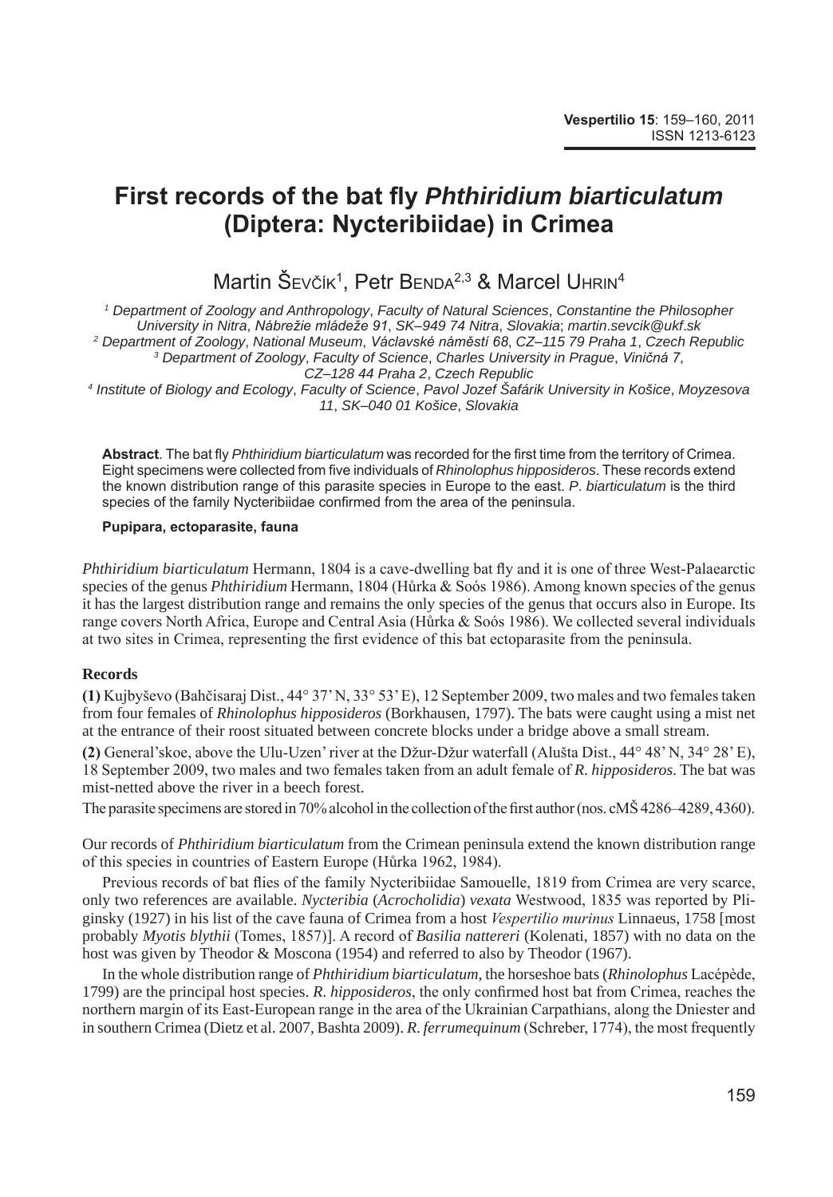# First records of the bat fly *Phthiridium biarticulatum* (Diptera: Nycteribiidae) in Crimea

Martin Ševčík[1], Petr Benda[2,3] & Marcel Uhrin[4]

[1] *Department of Zoology and Anthropology, Faculty of Natural Sciences, Constantine the Philosopher University in Nitra, Nábrežie mládeže 91, SK–949 74 Nitra, Slovakia; martin.sevcik@ukf.sk*
[2] *Department of Zoology, National Museum, Václavské náměstí 68, CZ–115 79 Praha 1, Czech Republic*
[3] *Department of Zoology, Faculty of Science, Charles University in Prague, Viničná 7, CZ–128 44 Praha 2, Czech Republic*
[4] *Institute of Biology and Ecology, Faculty of Science, Pavol Jozef Šafárik University in Košice, Moyzesova 11, SK–040 01 Košice, Slovakia*

**Abstract**. The bat fly *Phthiridium biarticulatum* was recorded for the first time from the territory of Crimea. Eight specimens were collected from five individuals of *Rhinolophus hipposideros*. These records extend the known distribution range of this parasite species in Europe to the east. *P. biarticulatum* is the third species of the family Nycteribiidae confirmed from the area of the peninsula.

**Pupipara, ectoparasite, fauna**

*Phthiridium biarticulatum* Hermann, 1804 is a cave-dwelling bat fly and it is one of three West-Palaearctic species of the genus *Phthiridium* Hermann, 1804 (Hůrka & Soós 1986). Among known species of the genus it has the largest distribution range and remains the only species of the genus that occurs also in Europe. Its range covers North Africa, Europe and Central Asia (Hůrka & Soós 1986). We collected several individuals at two sites in Crimea, representing the first evidence of this bat ectoparasite from the peninsula.

### Records

**(1)** Kujbyševo (Bahčisaraj Dist., 44° 37' N, 33° 53' E), 12 September 2009, two males and two females taken from four females of *Rhinolophus hipposideros* (Borkhausen, 1797). The bats were caught using a mist net at the entrance of their roost situated between concrete blocks under a bridge above a small stream.

**(2)** General'skoe, above the Ulu-Uzen' river at the Džur-Džur waterfall (Alušta Dist., 44° 48' N, 34° 28' E), 18 September 2009, two males and two females taken from an adult female of *R. hipposideros*. The bat was mist-netted above the river in a beech forest.

The parasite specimens are stored in 70% alcohol in the collection of the first author (nos. cMŠ 4286–4289, 4360).

Our records of *Phthiridium biarticulatum* from the Crimean peninsula extend the known distribution range of this species in countries of Eastern Europe (Hůrka 1962, 1984).

Previous records of bat flies of the family Nycteribiidae Samouelle, 1819 from Crimea are very scarce, only two references are available. *Nycteribia* (*Acrocholidia*) *vexata* Westwood, 1835 was reported by Pliginsky (1927) in his list of the cave fauna of Crimea from a host *Vespertilio murinus* Linnaeus, 1758 [most probably *Myotis blythii* (Tomes, 1857)]. A record of *Basilia nattereri* (Kolenati, 1857) with no data on the host was given by Theodor & Moscona (1954) and referred to also by Theodor (1967).

In the whole distribution range of *Phthiridium biarticulatum*, the horseshoe bats (*Rhinolophus* Lacépède, 1799) are the principal host species. *R. hipposideros*, the only confirmed host bat from Crimea, reaches the northern margin of its East-European range in the area of the Ukrainian Carpathians, along the Dniester and in southern Crimea (Dietz et al. 2007, Bashta 2009). *R. ferrumequinum* (Schreber, 1774), the most frequently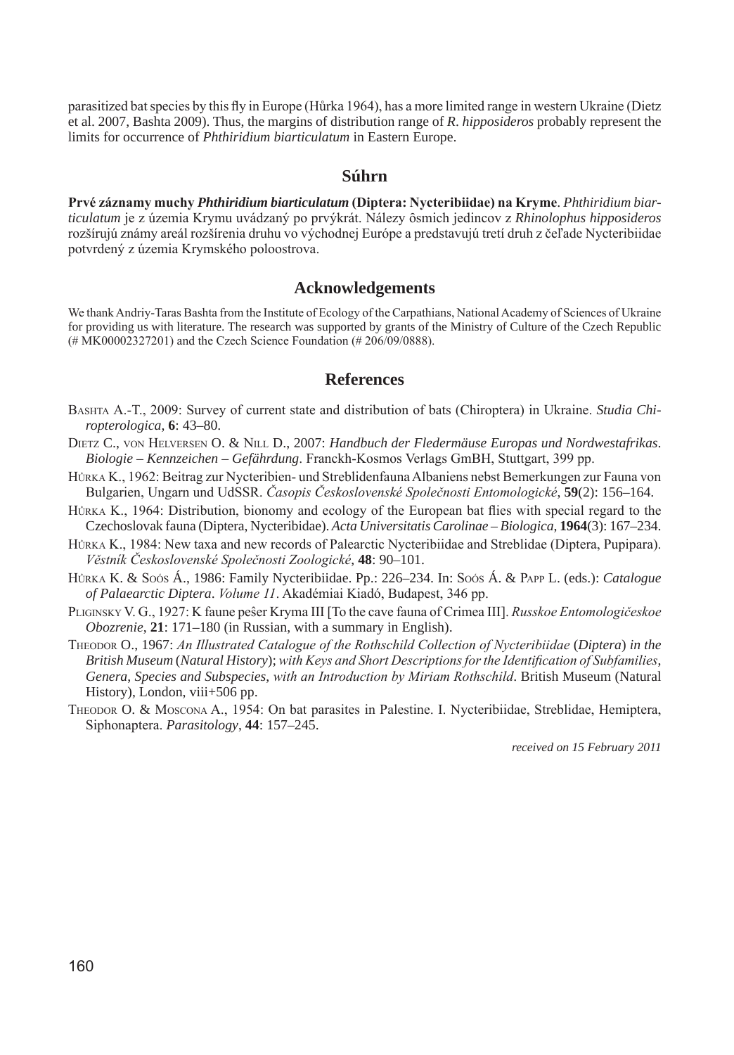parasitized bat species by this fly in Europe (Hůrka 1964), has a more limited range in western Ukraine (Dietz et al. 2007, Bashta 2009). Thus, the margins of distribution range of *R. hipposideros* probably represent the limits for occurrence of *Phthiridium biarticulatum* in Eastern Europe.

## Súhrn

**Prvé záznamy muchy *Phthiridium biarticulatum* (Diptera: Nycteribiidae) na Kryme**. *Phthiridium biarticulatum* je z územia Krymu uvádzaný po prvýkrát. Nálezy ôsmich jedincov z *Rhinolophus hipposideros* rozširujú známy areál rozšírenia druhu vo východnej Európe a predstavujú tretí druh z čeľade Nycteribiidae potvrdený z územia Krymského poloostrova.

## Acknowledgements

We thank Andriy-Taras Bashta from the Institute of Ecology of the Carpathians, National Academy of Sciences of Ukraine for providing us with literature. The research was supported by grants of the Ministry of Culture of the Czech Republic (# MK00002327201) and the Czech Science Foundation (# 206/09/0888).

## References

Bashta A.-T., 2009: Survey of current state and distribution of bats (Chiroptera) in Ukraine. *Studia Chiropterologica*, **6**: 43–80.

Dietz C., von Helversen O. & Nill D., 2007: *Handbuch der Fledermäuse Europas und Nordwestafrikas. Biologie – Kennzeichen – Gefährdung*. Franckh-Kosmos Verlags GmbH, Stuttgart, 399 pp.

Hůrka K., 1962: Beitrag zur Nycteribien- und Streblidenfauna Albaniens nebst Bemerkungen zur Fauna von Bulgarien, Ungarn und UdSSR. *Časopis Československé Společnosti Entomologické*, **59**(2): 156–164.

Hůrka K., 1964: Distribution, bionomy and ecology of the European bat flies with special regard to the Czechoslovak fauna (Diptera, Nycteribidae). *Acta Universitatis Carolinae – Biologica*, **1964**(3): 167–234.

Hůrka K., 1984: New taxa and new records of Palearctic Nycteribiidae and Streblidae (Diptera, Pupipara). *Věstník Československé Společnosti Zoologické*, **48**: 90–101.

Hůrka K. & Soós Á., 1986: Family Nycteribiidae. Pp.: 226–234. In: Soós Á. & Papp L. (eds.): *Catalogue of Palaearctic Diptera. Volume 11*. Akadémiai Kiadó, Budapest, 346 pp.

Pliginsky V. G., 1927: K faune peŝer Kryma III [To the cave fauna of Crimea III]. *Russkoe Entomologičeskoe Obozrenie*, **21**: 171–180 (in Russian, with a summary in English).

Theodor O., 1967: *An Illustrated Catalogue of the Rothschild Collection of Nycteribiidae* (*Diptera*) *in the British Museum* (*Natural History*); *with Keys and Short Descriptions for the Identification of Subfamilies, Genera, Species and Subspecies, with an Introduction by Miriam Rothschild*. British Museum (Natural History), London, viii+506 pp.

Theodor O. & Moscona A., 1954: On bat parasites in Palestine. I. Nycteribiidae, Streblidae, Hemiptera, Siphonaptera. *Parasitology*, **44**: 157–245.

*received on 15 February 2011*